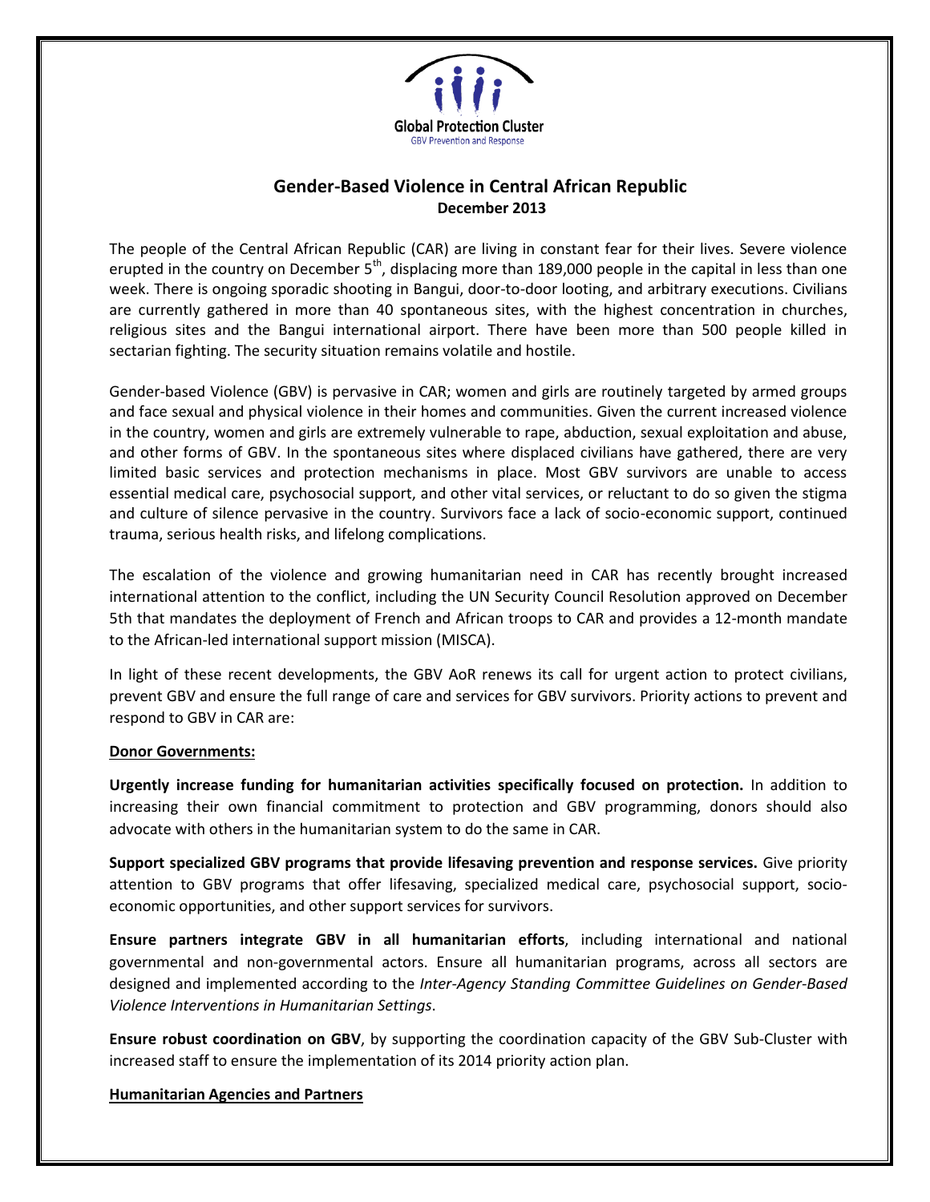Global Protection Cluster
GBV Prevention and Response

# Gender-Based Violence in Central African Republic

**December 2013**

The people of the Central African Republic (CAR) are living in constant fear for their lives. Severe violence erupted in the country on December 5th, displacing more than 189,000 people in the capital in less than one week. There is ongoing sporadic shooting in Bangui, door-to-door looting, and arbitrary executions. Civilians are currently gathered in more than 40 spontaneous sites, with the highest concentration in churches, religious sites and the Bangui international airport. There have been more than 500 people killed in sectarian fighting. The security situation remains volatile and hostile.

Gender-based Violence (GBV) is pervasive in CAR; women and girls are routinely targeted by armed groups and face sexual and physical violence in their homes and communities. Given the current increased violence in the country, women and girls are extremely vulnerable to rape, abduction, sexual exploitation and abuse, and other forms of GBV. In the spontaneous sites where displaced civilians have gathered, there are very limited basic services and protection mechanisms in place. Most GBV survivors are unable to access essential medical care, psychosocial support, and other vital services, or reluctant to do so given the stigma and culture of silence pervasive in the country. Survivors face a lack of socio-economic support, continued trauma, serious health risks, and lifelong complications.

The escalation of the violence and growing humanitarian need in CAR has recently brought increased international attention to the conflict, including the UN Security Council Resolution approved on December 5th that mandates the deployment of French and African troops to CAR and provides a 12-month mandate to the African-led international support mission (MISCA).

In light of these recent developments, the GBV AoR renews its call for urgent action to protect civilians, prevent GBV and ensure the full range of care and services for GBV survivors. Priority actions to prevent and respond to GBV in CAR are:

**Donor Governments:**

**Urgently increase funding for humanitarian activities specifically focused on protection.** In addition to increasing their own financial commitment to protection and GBV programming, donors should also advocate with others in the humanitarian system to do the same in CAR.

**Support specialized GBV programs that provide lifesaving prevention and response services.** Give priority attention to GBV programs that offer lifesaving, specialized medical care, psychosocial support, socio-economic opportunities, and other support services for survivors.

**Ensure partners integrate GBV in all humanitarian efforts**, including international and national governmental and non-governmental actors. Ensure all humanitarian programs, across all sectors are designed and implemented according to the *Inter-Agency Standing Committee Guidelines on Gender-Based Violence Interventions in Humanitarian Settings*.

**Ensure robust coordination on GBV**, by supporting the coordination capacity of the GBV Sub-Cluster with increased staff to ensure the implementation of its 2014 priority action plan.

**Humanitarian Agencies and Partners**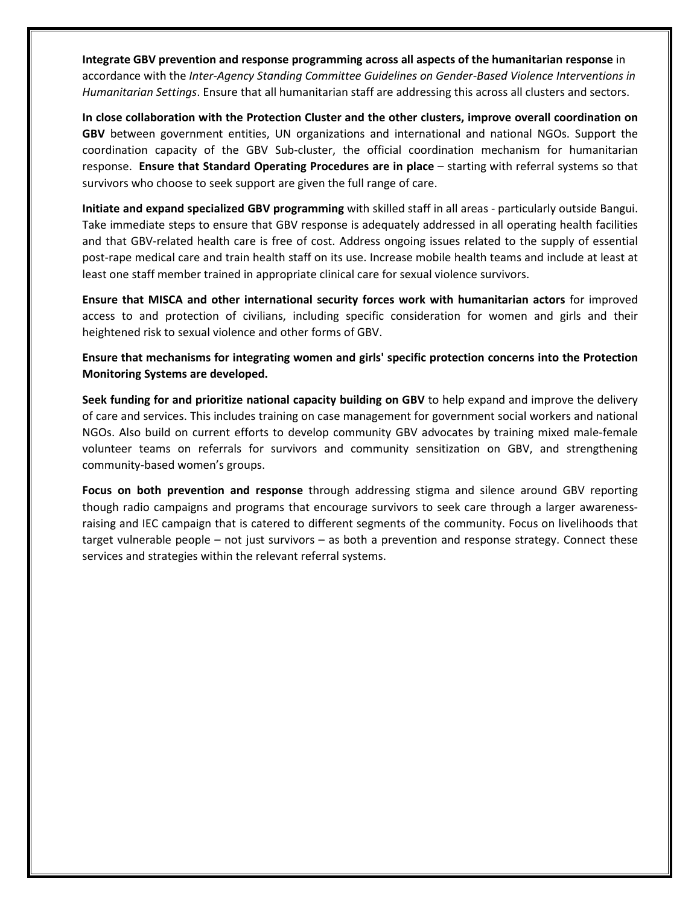**Integrate GBV prevention and response programming across all aspects of the humanitarian response** in accordance with the *Inter-Agency Standing Committee Guidelines on Gender-Based Violence Interventions in Humanitarian Settings*. Ensure that all humanitarian staff are addressing this across all clusters and sectors.

**In close collaboration with the Protection Cluster and the other clusters, improve overall coordination on GBV** between government entities, UN organizations and international and national NGOs. Support the coordination capacity of the GBV Sub-cluster, the official coordination mechanism for humanitarian response. **Ensure that Standard Operating Procedures are in place** – starting with referral systems so that survivors who choose to seek support are given the full range of care.

**Initiate and expand specialized GBV programming** with skilled staff in all areas - particularly outside Bangui. Take immediate steps to ensure that GBV response is adequately addressed in all operating health facilities and that GBV-related health care is free of cost. Address ongoing issues related to the supply of essential post-rape medical care and train health staff on its use. Increase mobile health teams and include at least at least one staff member trained in appropriate clinical care for sexual violence survivors.

**Ensure that MISCA and other international security forces work with humanitarian actors** for improved access to and protection of civilians, including specific consideration for women and girls and their heightened risk to sexual violence and other forms of GBV.

**Ensure that mechanisms for integrating women and girls' specific protection concerns into the Protection Monitoring Systems are developed.**

**Seek funding for and prioritize national capacity building on GBV** to help expand and improve the delivery of care and services. This includes training on case management for government social workers and national NGOs. Also build on current efforts to develop community GBV advocates by training mixed male-female volunteer teams on referrals for survivors and community sensitization on GBV, and strengthening community-based women's groups.

**Focus on both prevention and response** through addressing stigma and silence around GBV reporting though radio campaigns and programs that encourage survivors to seek care through a larger awareness-raising and IEC campaign that is catered to different segments of the community. Focus on livelihoods that target vulnerable people – not just survivors – as both a prevention and response strategy. Connect these services and strategies within the relevant referral systems.